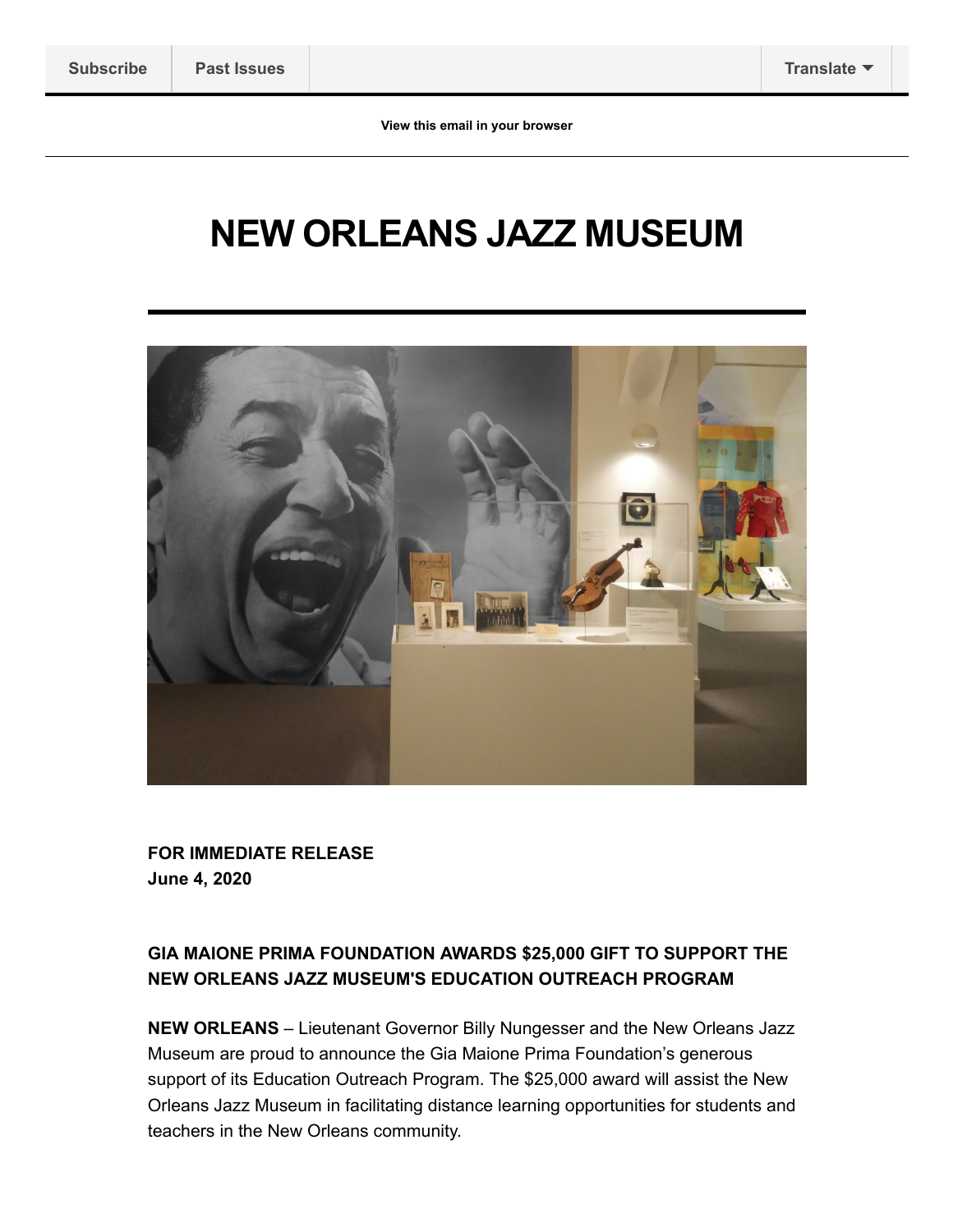Subscribe | Past Issues | Translate

View this email in your browser

# NEW ORLEANS JAZZ MUSEUM

**FOR IMMEDIATE RELEASE**
**June 4, 2020**

### GIA MAIONE PRIMA FOUNDATION AWARDS $25,000 GIFT TO SUPPORT THE NEW ORLEANS JAZZ MUSEUM'S EDUCATION OUTREACH PROGRAM

**NEW ORLEANS** – Lieutenant Governor Billy Nungesser and the New Orleans Jazz Museum are proud to announce the Gia Maione Prima Foundation's generous support of its Education Outreach Program. The $25,000 award will assist the New Orleans Jazz Museum in facilitating distance learning opportunities for students and teachers in the New Orleans community.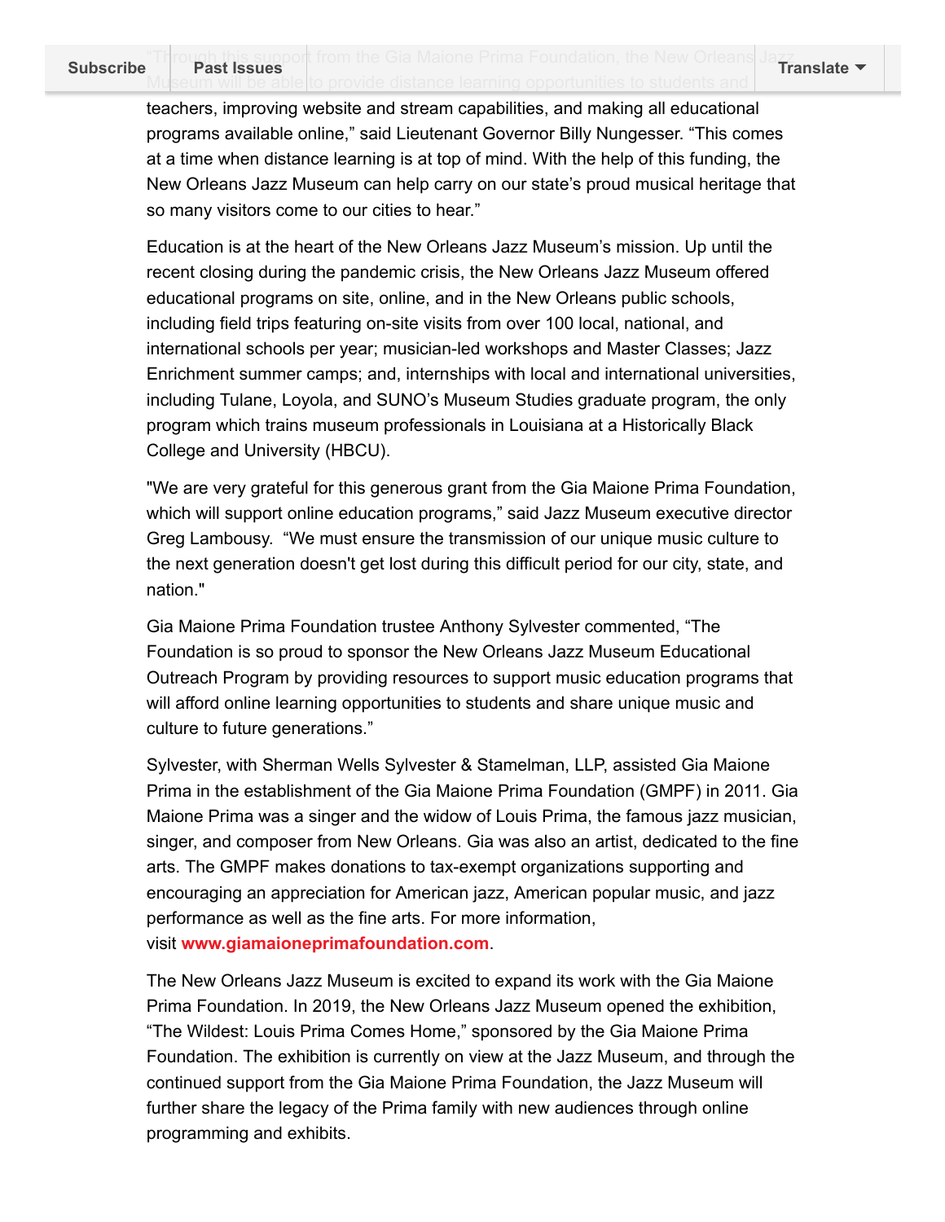"Through this support from the Gia Maione Prima Foundation, the New Orleans Jazz Museum will be able to provide distance learning opportunities to students and teachers, improving website and stream capabilities, and making all educational programs available online," said Lieutenant Governor Billy Nungesser. "This comes at a time when distance learning is at top of mind. With the help of this funding, the New Orleans Jazz Museum can help carry on our state's proud musical heritage that so many visitors come to our cities to hear."

Education is at the heart of the New Orleans Jazz Museum's mission. Up until the recent closing during the pandemic crisis, the New Orleans Jazz Museum offered educational programs on site, online, and in the New Orleans public schools, including field trips featuring on-site visits from over 100 local, national, and international schools per year; musician-led workshops and Master Classes; Jazz Enrichment summer camps; and, internships with local and international universities, including Tulane, Loyola, and SUNO's Museum Studies graduate program, the only program which trains museum professionals in Louisiana at a Historically Black College and University (HBCU).

"We are very grateful for this generous grant from the Gia Maione Prima Foundation, which will support online education programs," said Jazz Museum executive director Greg Lambousy. "We must ensure the transmission of our unique music culture to the next generation doesn't get lost during this difficult period for our city, state, and nation."

Gia Maione Prima Foundation trustee Anthony Sylvester commented, "The Foundation is so proud to sponsor the New Orleans Jazz Museum Educational Outreach Program by providing resources to support music education programs that will afford online learning opportunities to students and share unique music and culture to future generations."

Sylvester, with Sherman Wells Sylvester & Stamelman, LLP, assisted Gia Maione Prima in the establishment of the Gia Maione Prima Foundation (GMPF) in 2011. Gia Maione Prima was a singer and the widow of Louis Prima, the famous jazz musician, singer, and composer from New Orleans. Gia was also an artist, dedicated to the fine arts. The GMPF makes donations to tax-exempt organizations supporting and encouraging an appreciation for American jazz, American popular music, and jazz performance as well as the fine arts. For more information, visit **www.giamaioneprimafoundation.com**.

The New Orleans Jazz Museum is excited to expand its work with the Gia Maione Prima Foundation. In 2019, the New Orleans Jazz Museum opened the exhibition, "The Wildest: Louis Prima Comes Home," sponsored by the Gia Maione Prima Foundation. The exhibition is currently on view at the Jazz Museum, and through the continued support from the Gia Maione Prima Foundation, the Jazz Museum will further share the legacy of the Prima family with new audiences through online programming and exhibits.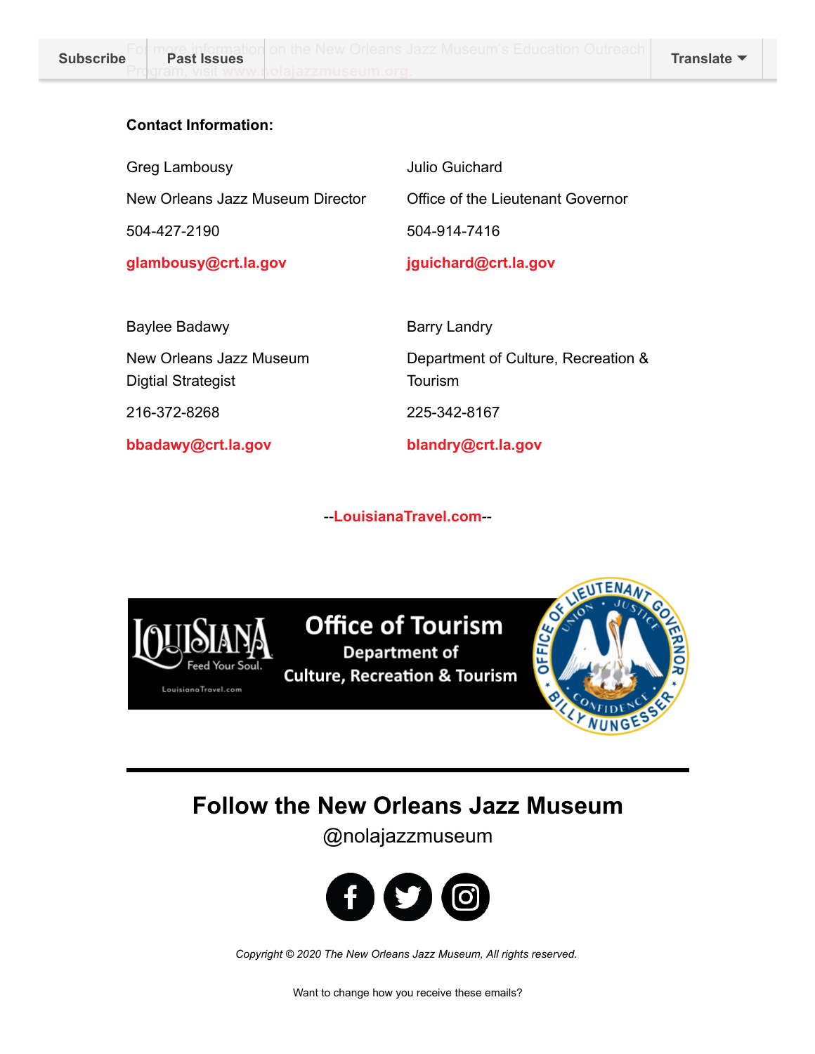Subscribe | Past Issues | Translate

For more information on the New Orleans Jazz Museum's Education Outreach Program, visit www.nolajazzmuseum.org.

**Contact Information:**

Greg Lambousy

New Orleans Jazz Museum Director

504-427-2190

**glambousy@crt.la.gov**

Julio Guichard

Office of the Lieutenant Governor

504-914-7416

**jguichard@crt.la.gov**

Baylee Badawy

New Orleans Jazz Museum Digtial Strategist

216-372-8268

**bbadawy@crt.la.gov**

Barry Landry

Department of Culture, Recreation & Tourism

225-342-8167

**blandry@crt.la.gov**

**--LouisianaTravel.com--**

Louisiana Feed Your Soul. LouisianaTravel.com

Office of Tourism
Department of
Culture, Recreation & Tourism

Office of Lieutenant Governor Billy Nungesser — Union Justice Confidence

## Follow the New Orleans Jazz Museum

@nolajazzmuseum

*Copyright © 2020 The New Orleans Jazz Museum, All rights reserved.*

Want to change how you receive these emails?